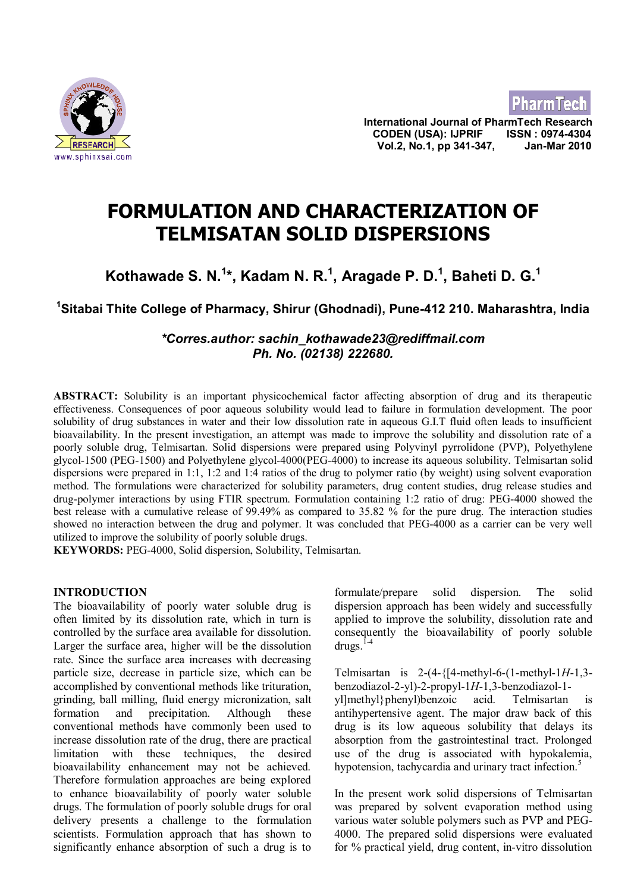# FORMULATION AND CHARACTERIZATION OF TELMISATAN SOLID DISPERSIONS

**Kothawade S. N.[1]*, Kadam N. R.[1], Aragade P. D.[1], Baheti D. G.[1]**

**[1]Sitabai Thite College of Pharmacy, Shirur (Ghodnadi), Pune-412 210. Maharashtra, India**

***Corres.author: sachin_kothawade23@rediffmail.com***
***Ph. No. (02138) 222680.***

**ABSTRACT:** Solubility is an important physicochemical factor affecting absorption of drug and its therapeutic effectiveness. Consequences of poor aqueous solubility would lead to failure in formulation development. The poor solubility of drug substances in water and their low dissolution rate in aqueous G.I.T fluid often leads to insufficient bioavailability. In the present investigation, an attempt was made to improve the solubility and dissolution rate of a poorly soluble drug, Telmisartan. Solid dispersions were prepared using Polyvinyl pyrrolidone (PVP), Polyethylene glycol-1500 (PEG-1500) and Polyethylene glycol-4000(PEG-4000) to increase its aqueous solubility. Telmisartan solid dispersions were prepared in 1:1, 1:2 and 1:4 ratios of the drug to polymer ratio (by weight) using solvent evaporation method. The formulations were characterized for solubility parameters, drug content studies, drug release studies and drug-polymer interactions by using FTIR spectrum. Formulation containing 1:2 ratio of drug: PEG-4000 showed the best release with a cumulative release of 99.49% as compared to 35.82 % for the pure drug. The interaction studies showed no interaction between the drug and polymer. It was concluded that PEG-4000 as a carrier can be very well utilized to improve the solubility of poorly soluble drugs.

**KEYWORDS:** PEG-4000, Solid dispersion, Solubility, Telmisartan.

## INTRODUCTION

The bioavailability of poorly water soluble drug is often limited by its dissolution rate, which in turn is controlled by the surface area available for dissolution. Larger the surface area, higher will be the dissolution rate. Since the surface area increases with decreasing particle size, decrease in particle size, which can be accomplished by conventional methods like trituration, grinding, ball milling, fluid energy micronization, salt formation and precipitation. Although these conventional methods have commonly been used to increase dissolution rate of the drug, there are practical limitation with these techniques, the desired bioavailability enhancement may not be achieved. Therefore formulation approaches are being explored to enhance bioavailability of poorly water soluble drugs. The formulation of poorly soluble drugs for oral delivery presents a challenge to the formulation scientists. Formulation approach that has shown to significantly enhance absorption of such a drug is to formulate/prepare solid dispersion. The solid dispersion approach has been widely and successfully applied to improve the solubility, dissolution rate and consequently the bioavailability of poorly soluble drugs.[1-4]

Telmisartan is 2-(4-{[4-methyl-6-(1-methyl-1*H*-1,3-benzodiazol-2-yl)-2-propyl-1*H*-1,3-benzodiazol-1-yl]methyl}phenyl)benzoic acid. Telmisartan is antihypertensive agent. The major draw back of this drug is its low aqueous solubility that delays its absorption from the gastrointestinal tract. Prolonged use of the drug is associated with hypokalemia, hypotension, tachycardia and urinary tract infection.[5]

In the present work solid dispersions of Telmisartan was prepared by solvent evaporation method using various water soluble polymers such as PVP and PEG-4000. The prepared solid dispersions were evaluated for % practical yield, drug content, in-vitro dissolution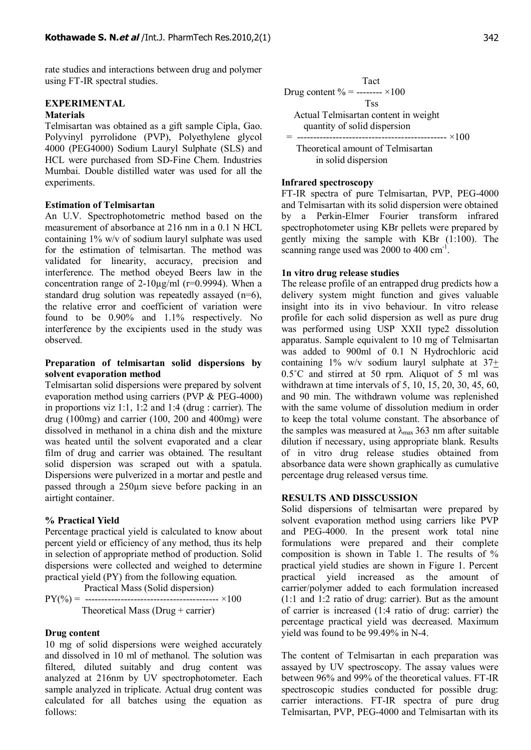rate studies and interactions between drug and polymer using FT-IR spectral studies.

## EXPERIMENTAL

### Materials

Telmisartan was obtained as a gift sample Cipla, Gao. Polyvinyl pyrrolidone (PVP), Polyethylene glycol 4000 (PEG4000) Sodium Lauryl Sulphate (SLS) and HCL were purchased from SD-Fine Chem. Industries Mumbai. Double distilled water was used for all the experiments.

### Estimation of Telmisartan

An U.V. Spectrophotometric method based on the measurement of absorbance at 216 nm in a 0.1 N HCL containing 1% w/v of sodium lauryl sulphate was used for the estimation of telmisartan. The method was validated for linearity, accuracy, precision and interference. The method obeyed Beers law in the concentration range of 2-10μg/ml (r=0.9994). When a standard drug solution was repeatedly assayed (n=6), the relative error and coefficient of variation were found to be 0.90% and 1.1% respectively. No interference by the excipients used in the study was observed.

### Preparation of telmisartan solid dispersions by solvent evaporation method

Telmisartan solid dispersions were prepared by solvent evaporation method using carriers (PVP & PEG-4000) in proportions viz 1:1, 1:2 and 1:4 (drug : carrier). The drug (100mg) and carrier (100, 200 and 400mg) were dissolved in methanol in a china dish and the mixture was heated until the solvent evaporated and a clear film of drug and carrier was obtained. The resultant solid dispersion was scraped out with a spatula. Dispersions were pulverized in a mortar and pestle and passed through a 250μm sieve before packing in an airtight container.

### % Practical Yield

Percentage practical yield is calculated to know about percent yield or efficiency of any method, thus its help in selection of appropriate method of production. Solid dispersions were collected and weighed to determine practical yield (PY) from the following equation.

$$PY(\%) = \frac{\text{Practical Mass (Solid dispersion)}}{\text{Theoretical Mass (Drug + carrier)}} \times 100$$

### Drug content

10 mg of solid dispersions were weighed accurately and dissolved in 10 ml of methanol. The solution was filtered, diluted suitably and drug content was analyzed at 216nm by UV spectrophotometer. Each sample analyzed in triplicate. Actual drug content was calculated for all batches using the equation as follows:

$$\text{Drug content } \% = \frac{Tact}{Tss} \times 100$$

$$= \frac{\text{Actual Telmisartan content in weight quantity of solid dispersion}}{\text{Theoretical amount of Telmisartan in solid dispersion}} \times 100$$

### Infrared spectroscopy

FT-IR spectra of pure Telmisartan, PVP, PEG-4000 and Telmisartan with its solid dispersion were obtained by a Perkin-Elmer Fourier transform infrared spectrophotometer using KBr pellets were prepared by gently mixing the sample with KBr (1:100). The scanning range used was 2000 to 400 $cm^{-1}$.

### 1n vitro drug release studies

The release profile of an entrapped drug predicts how a delivery system might function and gives valuable insight into its in vivo behaviour. In vitro release profile for each solid dispersion as well as pure drug was performed using USP XXII type2 dissolution apparatus. Sample equivalent to 10 mg of Telmisartan was added to 900ml of 0.1 N Hydrochloric acid containing 1% w/v sodium lauryl sulphate at 37± 0.5˚C and stirred at 50 rpm. Aliquot of 5 ml was withdrawn at time intervals of 5, 10, 15, 20, 30, 45, 60, and 90 min. The withdrawn volume was replenished with the same volume of dissolution medium in order to keep the total volume constant. The absorbance of the samples was measured at $\lambda_{max}$ 363 nm after suitable dilution if necessary, using appropriate blank. Results of in vitro drug release studies obtained from absorbance data were shown graphically as cumulative percentage drug released versus time.

## RESULTS AND DISSCUSSION

Solid dispersions of telmisartan were prepared by solvent evaporation method using carriers like PVP and PEG-4000. In the present work total nine formulations were prepared and their complete composition is shown in Table 1. The results of % practical yield studies are shown in Figure 1. Percent practical yield increased as the amount of carrier/polymer added to each formulation increased (1:1 and 1:2 ratio of drug: carrier). But as the amount of carrier is increased (1:4 ratio of drug: carrier) the percentage practical yield was decreased. Maximum yield was found to be 99.49% in N-4.

The content of Telmisartan in each preparation was assayed by UV spectroscopy. The assay values were between 96% and 99% of the theoretical values. FT-IR spectroscopic studies conducted for possible drug: carrier interactions. FT-IR spectra of pure drug Telmisartan, PVP, PEG-4000 and Telmisartan with its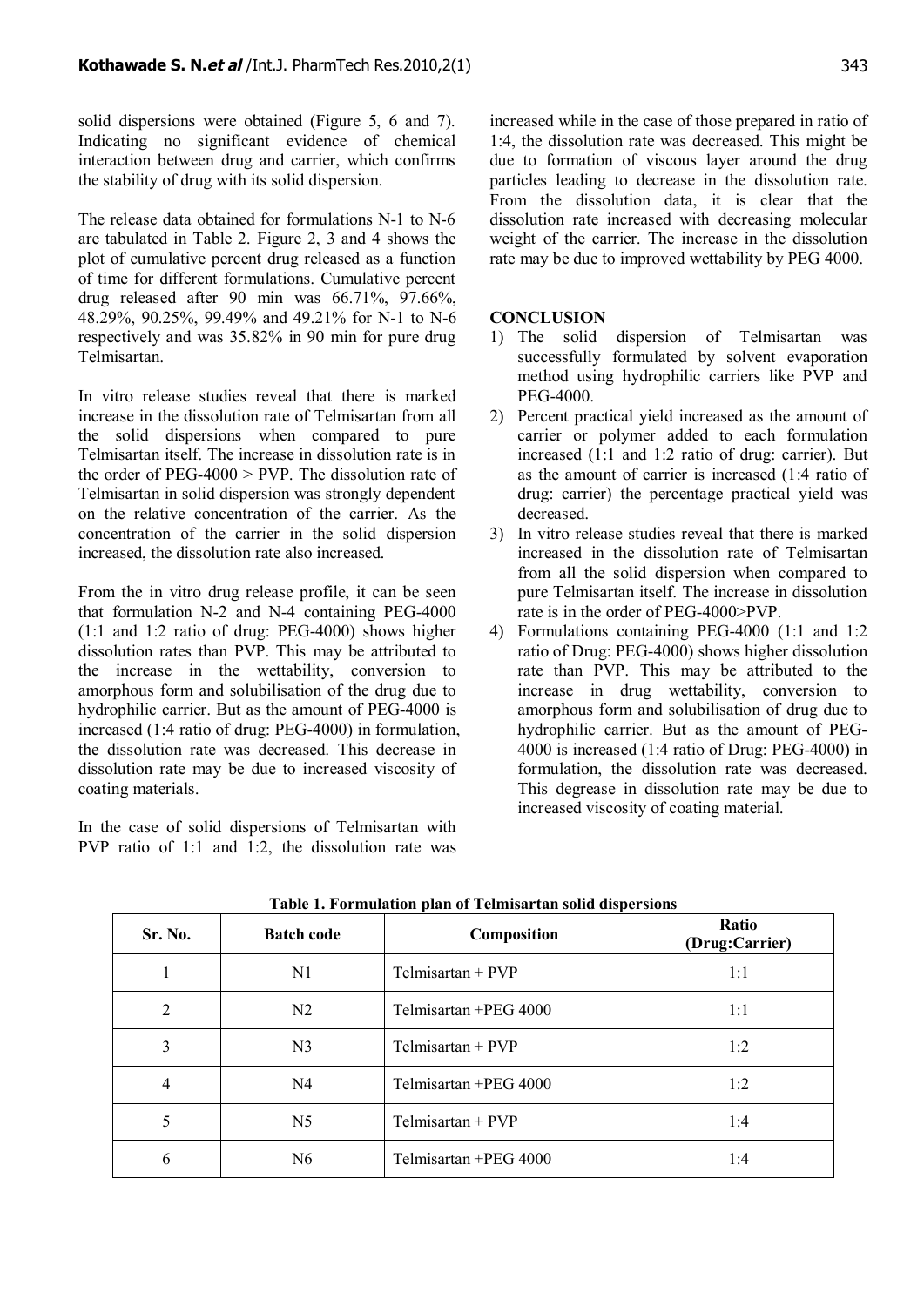solid dispersions were obtained (Figure 5, 6 and 7). Indicating no significant evidence of chemical interaction between drug and carrier, which confirms the stability of drug with its solid dispersion.

The release data obtained for formulations N-1 to N-6 are tabulated in Table 2. Figure 2, 3 and 4 shows the plot of cumulative percent drug released as a function of time for different formulations. Cumulative percent drug released after 90 min was 66.71%, 97.66%, 48.29%, 90.25%, 99.49% and 49.21% for N-1 to N-6 respectively and was 35.82% in 90 min for pure drug Telmisartan.

In vitro release studies reveal that there is marked increase in the dissolution rate of Telmisartan from all the solid dispersions when compared to pure Telmisartan itself. The increase in dissolution rate is in the order of PEG-4000 > PVP. The dissolution rate of Telmisartan in solid dispersion was strongly dependent on the relative concentration of the carrier. As the concentration of the carrier in the solid dispersion increased, the dissolution rate also increased.

From the in vitro drug release profile, it can be seen that formulation N-2 and N-4 containing PEG-4000 (1:1 and 1:2 ratio of drug: PEG-4000) shows higher dissolution rates than PVP. This may be attributed to the increase in the wettability, conversion to amorphous form and solubilisation of the drug due to hydrophilic carrier. But as the amount of PEG-4000 is increased (1:4 ratio of drug: PEG-4000) in formulation, the dissolution rate was decreased. This decrease in dissolution rate may be due to increased viscosity of coating materials.

In the case of solid dispersions of Telmisartan with PVP ratio of 1:1 and 1:2, the dissolution rate was increased while in the case of those prepared in ratio of 1:4, the dissolution rate was decreased. This might be due to formation of viscous layer around the drug particles leading to decrease in the dissolution rate. From the dissolution data, it is clear that the dissolution rate increased with decreasing molecular weight of the carrier. The increase in the dissolution rate may be due to improved wettability by PEG 4000.

## CONCLUSION

1) The solid dispersion of Telmisartan was successfully formulated by solvent evaporation method using hydrophilic carriers like PVP and PEG-4000.
2) Percent practical yield increased as the amount of carrier or polymer added to each formulation increased (1:1 and 1:2 ratio of drug: carrier). But as the amount of carrier is increased (1:4 ratio of drug: carrier) the percentage practical yield was decreased.
3) In vitro release studies reveal that there is marked increased in the dissolution rate of Telmisartan from all the solid dispersion when compared to pure Telmisartan itself. The increase in dissolution rate is in the order of PEG-4000>PVP.
4) Formulations containing PEG-4000 (1:1 and 1:2 ratio of Drug: PEG-4000) shows higher dissolution rate than PVP. This may be attributed to the increase in drug wettability, conversion to amorphous form and solubilisation of drug due to hydrophilic carrier. But as the amount of PEG-4000 is increased (1:4 ratio of Drug: PEG-4000) in formulation, the dissolution rate was decreased. This degrease in dissolution rate may be due to increased viscosity of coating material.

**Table 1. Formulation plan of Telmisartan solid dispersions**

| Sr. No. | Batch code | Composition | Ratio (Drug:Carrier) |
|---|---|---|---|
| 1 | N1 | Telmisartan + PVP | 1:1 |
| 2 | N2 | Telmisartan +PEG 4000 | 1:1 |
| 3 | N3 | Telmisartan + PVP | 1:2 |
| 4 | N4 | Telmisartan +PEG 4000 | 1:2 |
| 5 | N5 | Telmisartan + PVP | 1:4 |
| 6 | N6 | Telmisartan +PEG 4000 | 1:4 |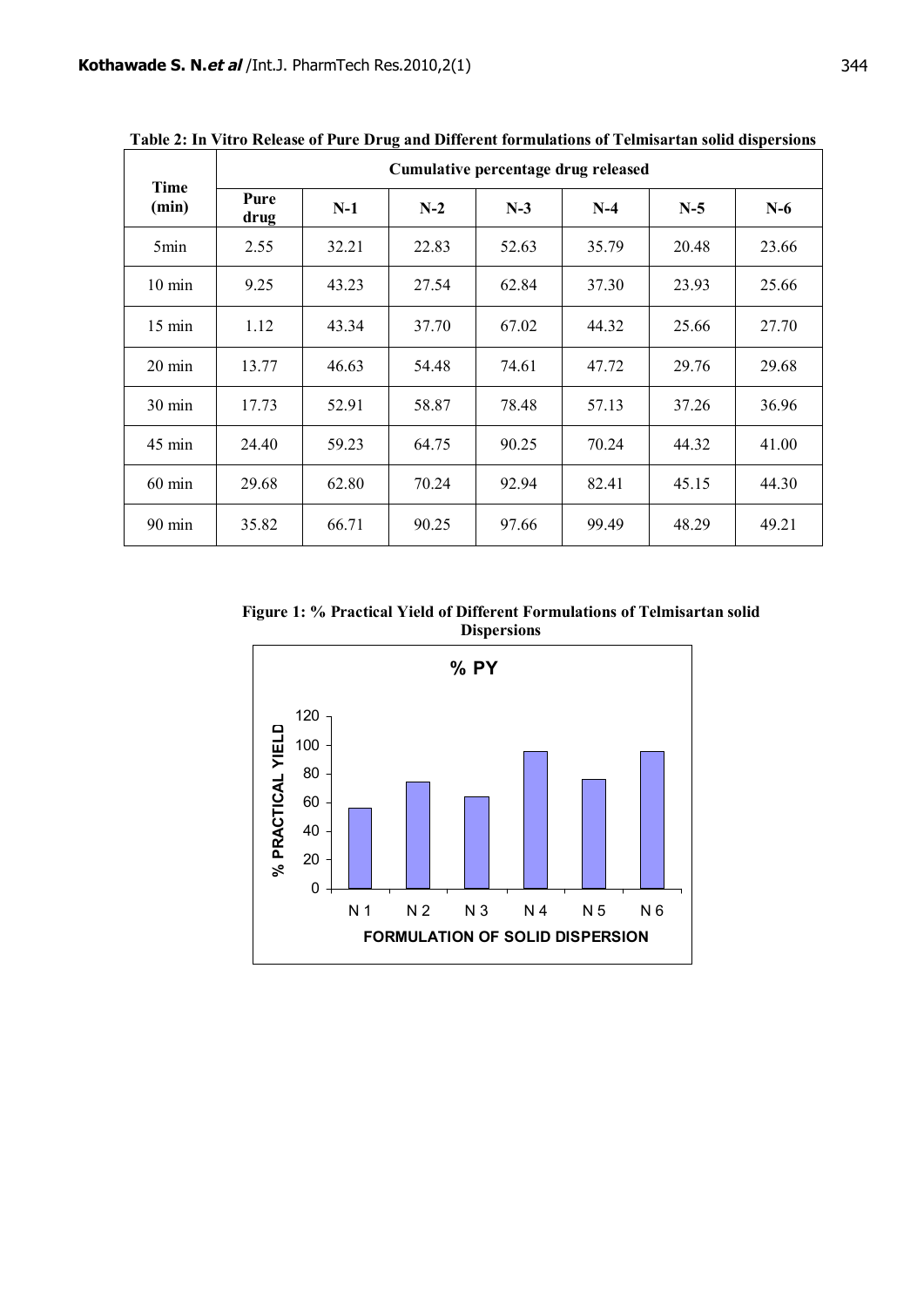**Table 2: In Vitro Release of Pure Drug and Different formulations of Telmisartan solid dispersions**

| Time (min) | Cumulative percentage drug released | | | | | | |
|---|---|---|---|---|---|---|---|
| | Pure drug | N-1 | N-2 | N-3 | N-4 | N-5 | N-6 |
| 5min | 2.55 | 32.21 | 22.83 | 52.63 | 35.79 | 20.48 | 23.66 |
| 10 min | 9.25 | 43.23 | 27.54 | 62.84 | 37.30 | 23.93 | 25.66 |
| 15 min | 1.12 | 43.34 | 37.70 | 67.02 | 44.32 | 25.66 | 27.70 |
| 20 min | 13.77 | 46.63 | 54.48 | 74.61 | 47.72 | 29.76 | 29.68 |
| 30 min | 17.73 | 52.91 | 58.87 | 78.48 | 57.13 | 37.26 | 36.96 |
| 45 min | 24.40 | 59.23 | 64.75 | 90.25 | 70.24 | 44.32 | 41.00 |
| 60 min | 29.68 | 62.80 | 70.24 | 92.94 | 82.41 | 45.15 | 44.30 |
| 90 min | 35.82 | 66.71 | 90.25 | 97.66 | 99.49 | 48.29 | 49.21 |

**Figure 1: % Practical Yield of Different Formulations of Telmisartan solid Dispersions**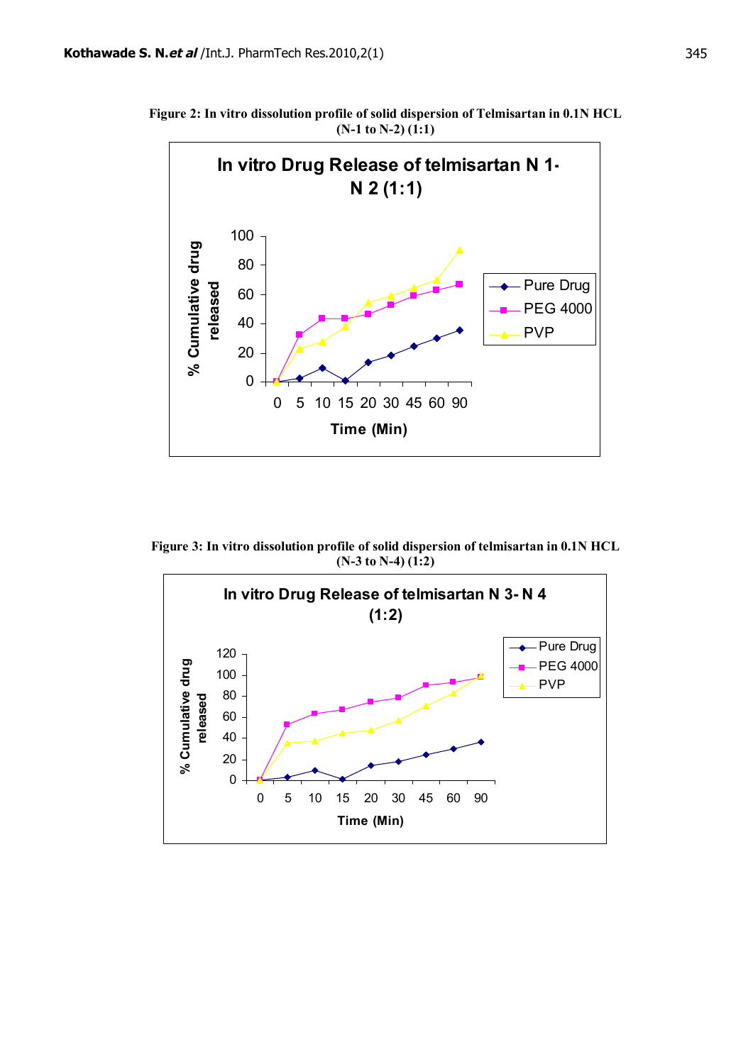**Figure 2: In vitro dissolution profile of solid dispersion of Telmisartan in 0.1N HCL (N-1 to N-2) (1:1)**

**Figure 3: In vitro dissolution profile of solid dispersion of telmisartan in 0.1N HCL (N-3 to N-4) (1:2)**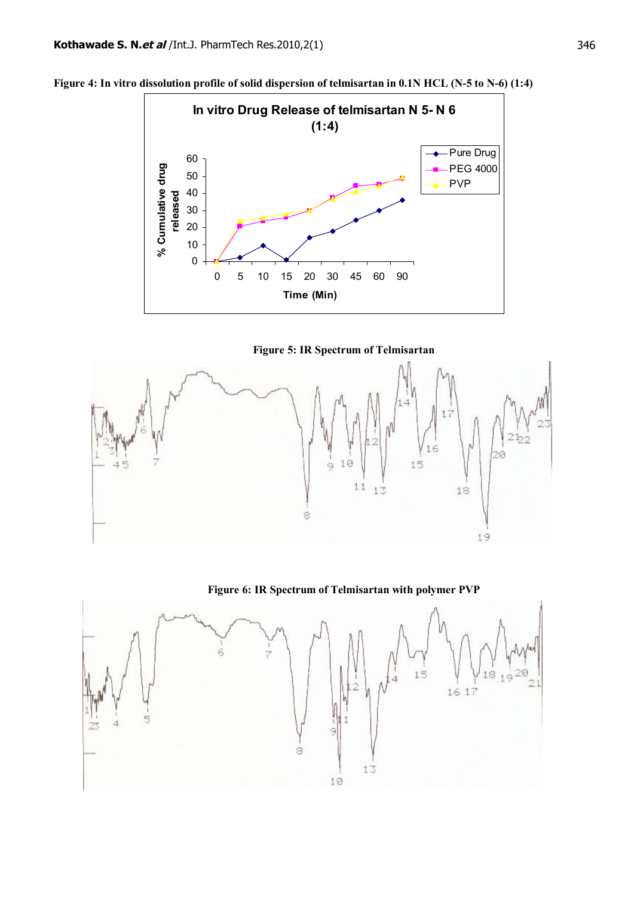**Figure 4: In vitro dissolution profile of solid dispersion of telmisartan in 0.1N HCL (N-5 to N-6) (1:4)**

**Figure 5: IR Spectrum of Telmisartan**

**Figure 6: IR Spectrum of Telmisartan with polymer PVP**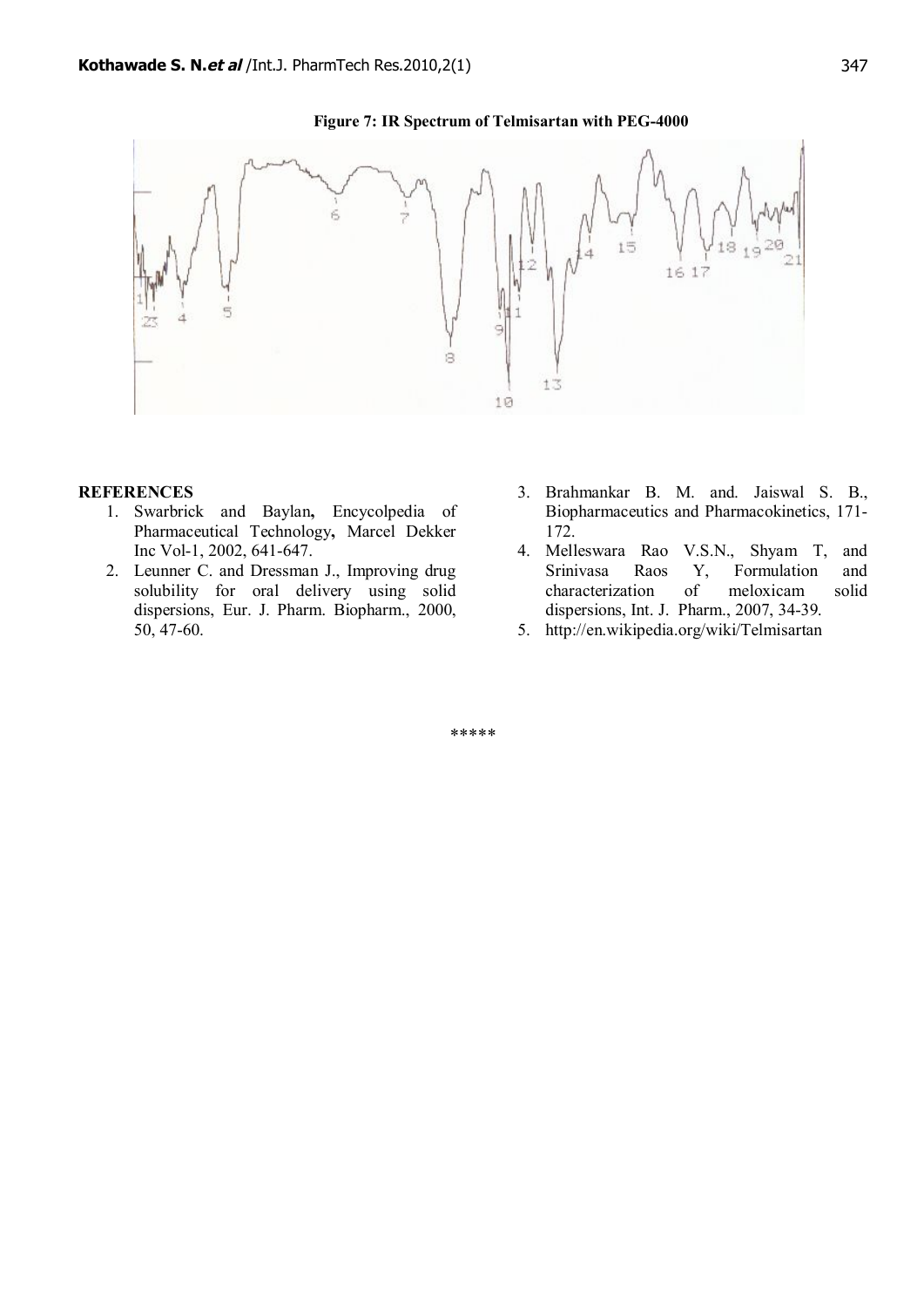**Figure 7: IR Spectrum of Telmisartan with PEG-4000**

1 2 3 4 5 6 7 8 9 10 11 12 13 14 15 16 17 18 19 20 21

## REFERENCES

1. Swarbrick and Baylan**,** Encycolpedia of Pharmaceutical Technology**,** Marcel Dekker Inc Vol-1, 2002, 641-647.
2. Leunner C. and Dressman J., Improving drug solubility for oral delivery using solid dispersions, Eur. J. Pharm. Biopharm., 2000, 50, 47-60.
3. Brahmankar B. M. and. Jaiswal S. B., Biopharmaceutics and Pharmacokinetics, 171-172.
4. Melleswara Rao V.S.N., Shyam T, and Srinivasa Raos Y, Formulation and characterization of meloxicam solid dispersions, Int. J. Pharm., 2007, 34-39.
5. http://en.wikipedia.org/wiki/Telmisartan

*****